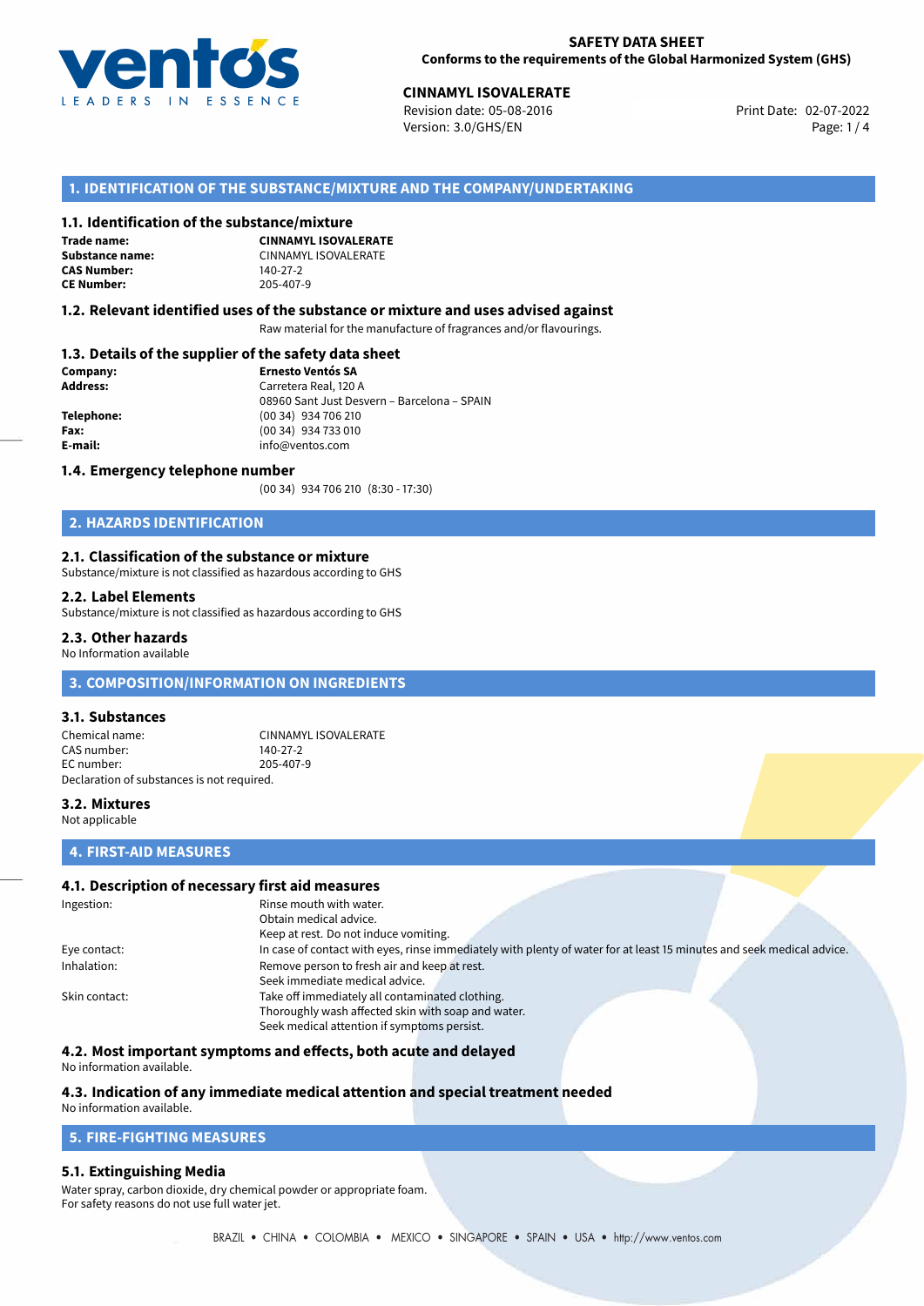**SAFETY DATA SHEET**
**Conforms to the requirements of the Global Harmonized System (GHS)**

**CINNAMYL ISOVALERATE**
Revision date: 05-08-2016
Version: 3.0/GHS/EN
Print Date: 02-07-2022

## 1. IDENTIFICATION OF THE SUBSTANCE/MIXTURE AND THE COMPANY/UNDERTAKING

### 1.1. Identification of the substance/mixture

**Trade name:** **CINNAMYL ISOVALERATE**
**Substance name:** CINNAMYL ISOVALERATE
**CAS Number:** 140-27-2
**CE Number:** 205-407-9

### 1.2. Relevant identified uses of the substance or mixture and uses advised against

Raw material for the manufacture of fragrances and/or flavourings.

### 1.3. Details of the supplier of the safety data sheet

**Company:** **Ernesto Ventós SA**
**Address:** Carretera Real, 120 A
08960 Sant Just Desvern – Barcelona – SPAIN
**Telephone:** (00 34) 934 706 210
**Fax:** (00 34) 934 733 010
**E-mail:** info@ventos.com

### 1.4. Emergency telephone number

(00 34) 934 706 210 (8:30 - 17:30)

## 2. HAZARDS IDENTIFICATION

### 2.1. Classification of the substance or mixture

Substance/mixture is not classified as hazardous according to GHS

### 2.2. Label Elements

Substance/mixture is not classified as hazardous according to GHS

### 2.3. Other hazards

No Information available

## 3. COMPOSITION/INFORMATION ON INGREDIENTS

### 3.1. Substances

Chemical name: CINNAMYL ISOVALERATE
CAS number: 140-27-2
EC number: 205-407-9
Declaration of substances is not required.

### 3.2. Mixtures

Not applicable

## 4. FIRST-AID MEASURES

### 4.1. Description of necessary first aid measures

Ingestion: Rinse mouth with water.
Obtain medical advice.
Keep at rest. Do not induce vomiting.

Eye contact: In case of contact with eyes, rinse immediately with plenty of water for at least 15 minutes and seek medical advice.

Inhalation: Remove person to fresh air and keep at rest.
Seek immediate medical advice.

Skin contact: Take off immediately all contaminated clothing.
Thoroughly wash affected skin with soap and water.
Seek medical attention if symptoms persist.

### 4.2. Most important symptoms and effects, both acute and delayed

No information available.

### 4.3. Indication of any immediate medical attention and special treatment needed

No information available.

## 5. FIRE-FIGHTING MEASURES

### 5.1. Extinguishing Media

Water spray, carbon dioxide, dry chemical powder or appropriate foam.
For safety reasons do not use full water jet.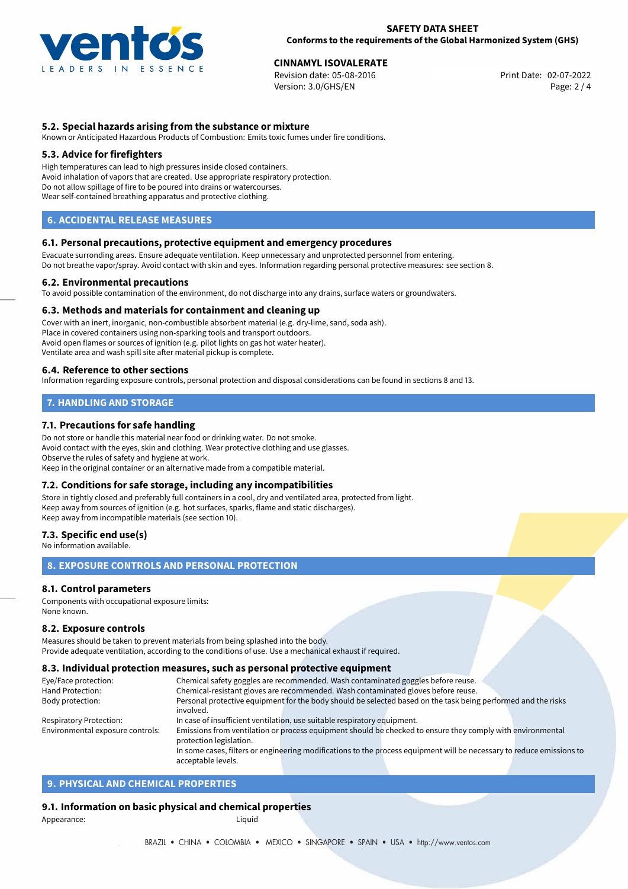### 5.2. Special hazards arising from the substance or mixture

Known or Anticipated Hazardous Products of Combustion: Emits toxic fumes under fire conditions.

### 5.3. Advice for firefighters

High temperatures can lead to high pressures inside closed containers.
Avoid inhalation of vapors that are created. Use appropriate respiratory protection.
Do not allow spillage of fire to be poured into drains or watercourses.
Wear self-contained breathing apparatus and protective clothing.

## 6. ACCIDENTAL RELEASE MEASURES

### 6.1. Personal precautions, protective equipment and emergency procedures

Evacuate surronding areas. Ensure adequate ventilation. Keep unnecessary and unprotected personnel from entering.
Do not breathe vapor/spray. Avoid contact with skin and eyes. Information regarding personal protective measures: see section 8.

### 6.2. Environmental precautions

To avoid possible contamination of the environment, do not discharge into any drains, surface waters or groundwaters.

### 6.3. Methods and materials for containment and cleaning up

Cover with an inert, inorganic, non-combustible absorbent material (e.g. dry-lime, sand, soda ash).
Place in covered containers using non-sparking tools and transport outdoors.
Avoid open flames or sources of ignition (e.g. pilot lights on gas hot water heater).
Ventilate area and wash spill site after material pickup is complete.

### 6.4. Reference to other sections

Information regarding exposure controls, personal protection and disposal considerations can be found in sections 8 and 13.

## 7. HANDLING AND STORAGE

### 7.1. Precautions for safe handling

Do not store or handle this material near food or drinking water. Do not smoke.
Avoid contact with the eyes, skin and clothing. Wear protective clothing and use glasses.
Observe the rules of safety and hygiene at work.
Keep in the original container or an alternative made from a compatible material.

### 7.2. Conditions for safe storage, including any incompatibilities

Store in tightly closed and preferably full containers in a cool, dry and ventilated area, protected from light.
Keep away from sources of ignition (e.g. hot surfaces, sparks, flame and static discharges).
Keep away from incompatible materials (see section 10).

### 7.3. Specific end use(s)

No information available.

## 8. EXPOSURE CONTROLS AND PERSONAL PROTECTION

### 8.1. Control parameters

Components with occupational exposure limits:
None known.

### 8.2. Exposure controls

Measures should be taken to prevent materials from being splashed into the body.
Provide adequate ventilation, according to the conditions of use. Use a mechanical exhaust if required.

### 8.3. Individual protection measures, such as personal protective equipment

| | |
|---|---|
| Eye/Face protection: | Chemical safety goggles are recommended. Wash contaminated goggles before reuse. |
| Hand Protection: | Chemical-resistant gloves are recommended. Wash contaminated gloves before reuse. |
| Body protection: | Personal protective equipment for the body should be selected based on the task being performed and the risks involved. |
| Respiratory Protection: | In case of insufficient ventilation, use suitable respiratory equipment. |
| Environmental exposure controls: | Emissions from ventilation or process equipment should be checked to ensure they comply with environmental protection legislation. In some cases, filters or engineering modifications to the process equipment will be necessary to reduce emissions to acceptable levels. |

## 9. PHYSICAL AND CHEMICAL PROPERTIES

### 9.1. Information on basic physical and chemical properties

Appearance: Liquid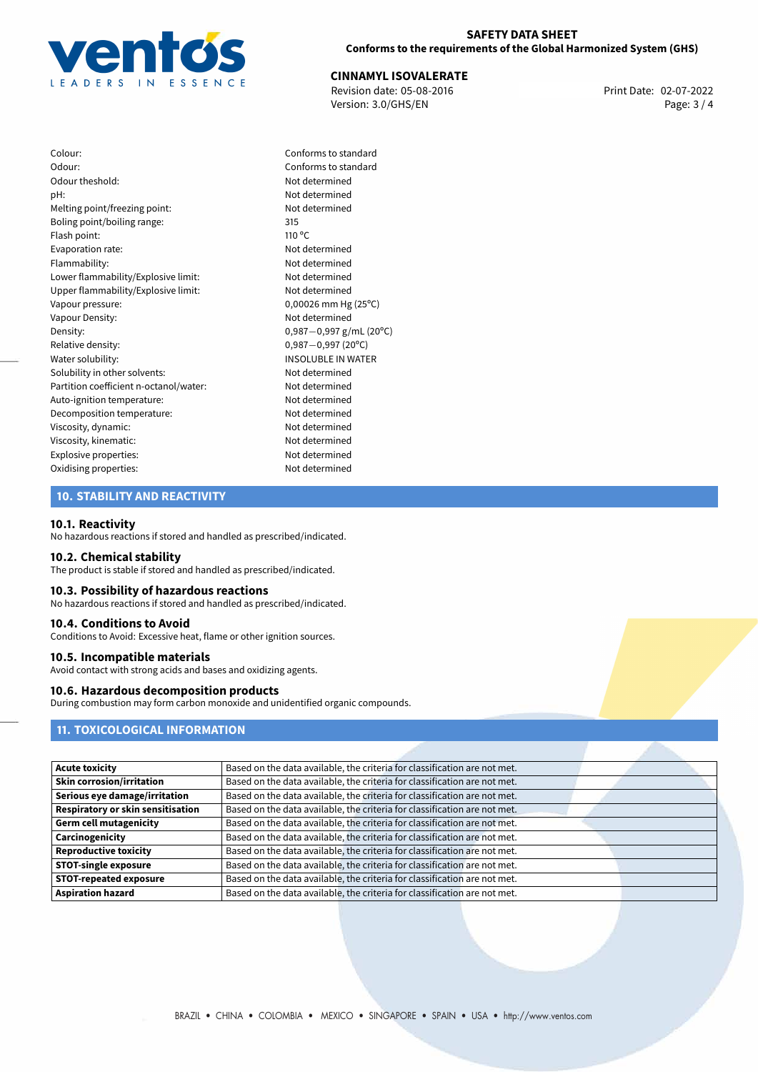| | |
|---|---|
| Colour: | Conforms to standard |
| Odour: | Conforms to standard |
| Odour theshold: | Not determined |
| pH: | Not determined |
| Melting point/freezing point: | Not determined |
| Boling point/boiling range: | 315 |
| Flash point: | 110 °C |
| Evaporation rate: | Not determined |
| Flammability: | Not determined |
| Lower flammability/Explosive limit: | Not determined |
| Upper flammability/Explosive limit: | Not determined |
| Vapour pressure: | 0,00026 mm Hg (25°C) |
| Vapour Density: | Not determined |
| Density: | 0,987−0,997 g/mL (20°C) |
| Relative density: | 0,987−0,997 (20°C) |
| Water solubility: | INSOLUBLE IN WATER |
| Solubility in other solvents: | Not determined |
| Partition coefficient n-octanol/water: | Not determined |
| Auto-ignition temperature: | Not determined |
| Decomposition temperature: | Not determined |
| Viscosity, dynamic: | Not determined |
| Viscosity, kinematic: | Not determined |
| Explosive properties: | Not determined |
| Oxidising properties: | Not determined |

## 10. STABILITY AND REACTIVITY

### 10.1. Reactivity
No hazardous reactions if stored and handled as prescribed/indicated.

### 10.2. Chemical stability
The product is stable if stored and handled as prescribed/indicated.

### 10.3. Possibility of hazardous reactions
No hazardous reactions if stored and handled as prescribed/indicated.

### 10.4. Conditions to Avoid
Conditions to Avoid: Excessive heat, flame or other ignition sources.

### 10.5. Incompatible materials
Avoid contact with strong acids and bases and oxidizing agents.

### 10.6. Hazardous decomposition products
During combustion may form carbon monoxide and unidentified organic compounds.

## 11. TOXICOLOGICAL INFORMATION

| | |
|---|---|
| **Acute toxicity** | Based on the data available, the criteria for classification are not met. |
| **Skin corrosion/irritation** | Based on the data available, the criteria for classification are not met. |
| **Serious eye damage/irritation** | Based on the data available, the criteria for classification are not met. |
| **Respiratory or skin sensitisation** | Based on the data available, the criteria for classification are not met. |
| **Germ cell mutagenicity** | Based on the data available, the criteria for classification are not met. |
| **Carcinogenicity** | Based on the data available, the criteria for classification are not met. |
| **Reproductive toxicity** | Based on the data available, the criteria for classification are not met. |
| **STOT-single exposure** | Based on the data available, the criteria for classification are not met. |
| **STOT-repeated exposure** | Based on the data available, the criteria for classification are not met. |
| **Aspiration hazard** | Based on the data available, the criteria for classification are not met. |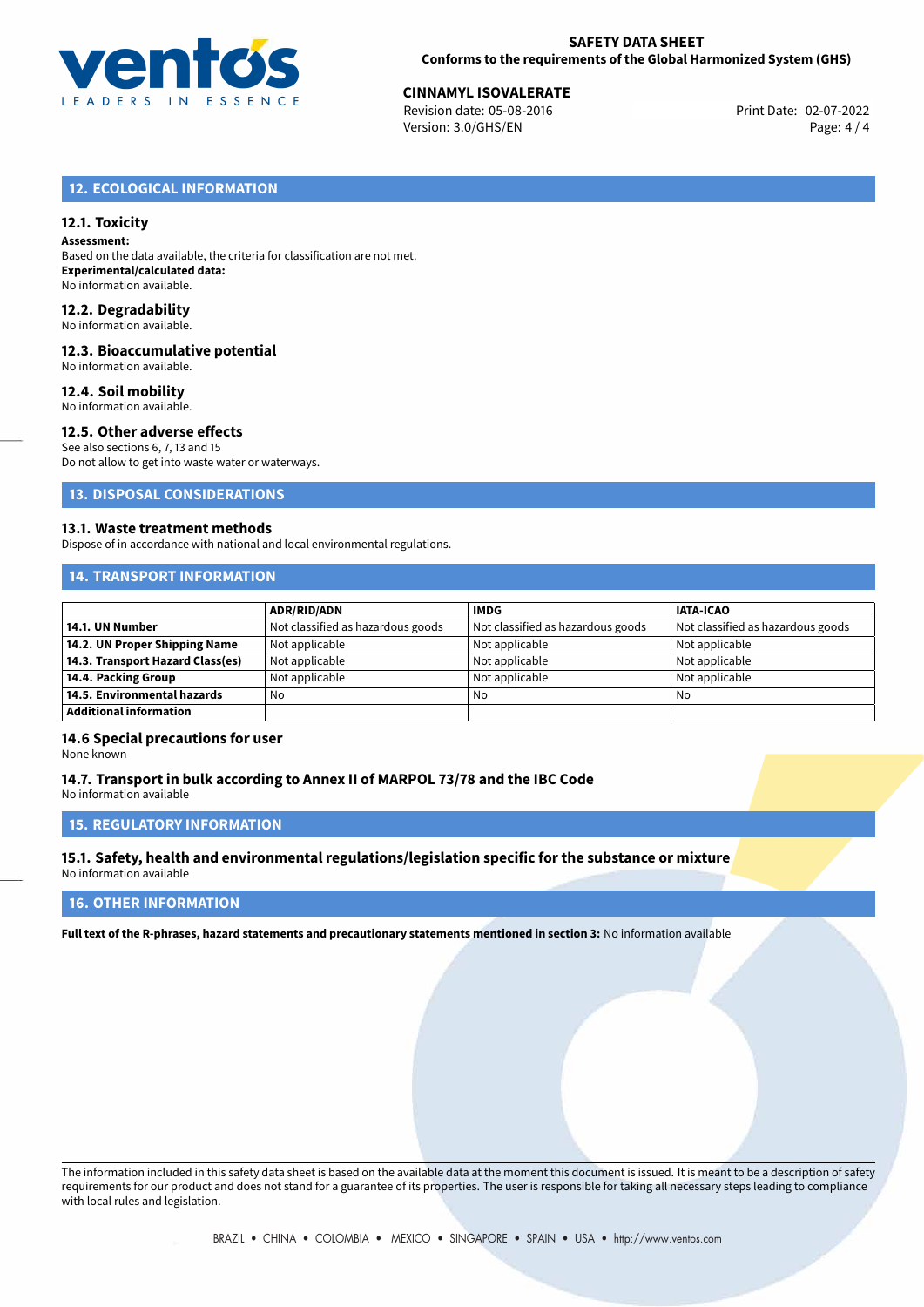## 12. ECOLOGICAL INFORMATION

### 12.1. Toxicity

**Assessment:**
Based on the data available, the criteria for classification are not met.
**Experimental/calculated data:**
No information available.

### 12.2. Degradability

No information available.

### 12.3. Bioaccumulative potential

No information available.

### 12.4. Soil mobility

No information available.

### 12.5. Other adverse effects

See also sections 6, 7, 13 and 15
Do not allow to get into waste water or waterways.

## 13. DISPOSAL CONSIDERATIONS

### 13.1. Waste treatment methods

Dispose of in accordance with national and local environmental regulations.

## 14. TRANSPORT INFORMATION

| | ADR/RID/ADN | IMDG | IATA-ICAO |
|---|---|---|---|
| **14.1. UN Number** | Not classified as hazardous goods | Not classified as hazardous goods | Not classified as hazardous goods |
| **14.2. UN Proper Shipping Name** | Not applicable | Not applicable | Not applicable |
| **14.3. Transport Hazard Class(es)** | Not applicable | Not applicable | Not applicable |
| **14.4. Packing Group** | Not applicable | Not applicable | Not applicable |
| **14.5. Environmental hazards** | No | No | No |
| **Additional information** | | | |

### 14.6 Special precautions for user

None known

### 14.7. Transport in bulk according to Annex II of MARPOL 73/78 and the IBC Code

No information available

## 15. REGULATORY INFORMATION

### 15.1. Safety, health and environmental regulations/legislation specific for the substance or mixture

No information available

## 16. OTHER INFORMATION

**Full text of the R-phrases, hazard statements and precautionary statements mentioned in section 3:** No information available

The information included in this safety data sheet is based on the available data at the moment this document is issued. It is meant to be a description of safety requirements for our product and does not stand for a guarantee of its properties. The user is responsible for taking all necessary steps leading to compliance with local rules and legislation.